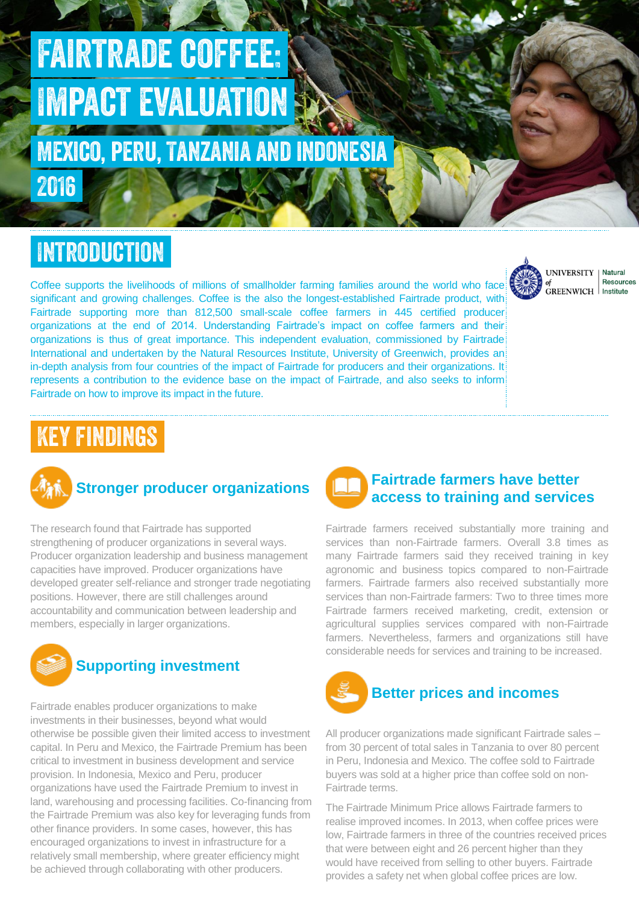# FAIRTRADE COFFEE: IMPACT EVALUATION

## MEXICO, PERU, TANZANIA AND INDONESIA

## 2016

## INTRODUCTION

Coffee supports the livelihoods of millions of smallholder farming families around the world who face significant and growing challenges. Coffee is the also the longest-established Fairtrade product, with Fairtrade supporting more than 812,500 small-scale coffee farmers in 445 certified producer organizations at the end of 2014. Understanding Fairtrade's impact on coffee farmers and their organizations is thus of great importance. This independent evaluation, commissioned by Fairtrade International and undertaken by the Natural Resources Institute, University of Greenwich, provides an in-depth analysis from four countries of the impact of Fairtrade for producers and their organizations. It represents a contribution to the evidence base on the impact of Fairtrade, and also seeks to inform Fairtrade on how to improve its impact in the future.

UNIVERSITY of GREENWICH | Natural Resources Institute

## KEY FINDINGS

### Stronger producer organizations

The research found that Fairtrade has supported strengthening of producer organizations in several ways. Producer organization leadership and business management capacities have improved. Producer organizations have developed greater self-reliance and stronger trade negotiating positions. However, there are still challenges around accountability and communication between leadership and members, especially in larger organizations.

### Supporting investment

Fairtrade enables producer organizations to make investments in their businesses, beyond what would otherwise be possible given their limited access to investment capital. In Peru and Mexico, the Fairtrade Premium has been critical to investment in business development and service provision. In Indonesia, Mexico and Peru, producer organizations have used the Fairtrade Premium to invest in land, warehousing and processing facilities. Co-financing from the Fairtrade Premium was also key for leveraging funds from other finance providers. In some cases, however, this has encouraged organizations to invest in infrastructure for a relatively small membership, where greater efficiency might be achieved through collaborating with other producers.

### Fairtrade farmers have better access to training and services

Fairtrade farmers received substantially more training and services than non-Fairtrade farmers. Overall 3.8 times as many Fairtrade farmers said they received training in key agronomic and business topics compared to non-Fairtrade farmers. Fairtrade farmers also received substantially more services than non-Fairtrade farmers: Two to three times more Fairtrade farmers received marketing, credit, extension or agricultural supplies services compared with non-Fairtrade farmers. Nevertheless, farmers and organizations still have considerable needs for services and training to be increased.

### Better prices and incomes

All producer organizations made significant Fairtrade sales – from 30 percent of total sales in Tanzania to over 80 percent in Peru, Indonesia and Mexico. The coffee sold to Fairtrade buyers was sold at a higher price than coffee sold on non-Fairtrade terms.

The Fairtrade Minimum Price allows Fairtrade farmers to realise improved incomes. In 2013, when coffee prices were low, Fairtrade farmers in three of the countries received prices that were between eight and 26 percent higher than they would have received from selling to other buyers. Fairtrade provides a safety net when global coffee prices are low.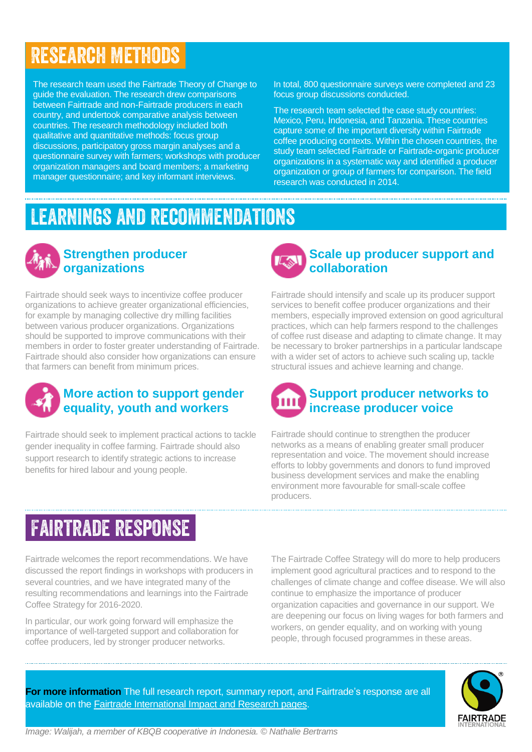## RESEARCH METHODS

The research team used the Fairtrade Theory of Change to guide the evaluation. The research drew comparisons between Fairtrade and non-Fairtrade producers in each country, and undertook comparative analysis between countries. The research methodology included both qualitative and quantitative methods: focus group discussions, participatory gross margin analyses and a questionnaire survey with farmers; workshops with producer organization managers and board members; a marketing manager questionnaire; and key informant interviews.

In total, 800 questionnaire surveys were completed and 23 focus group discussions conducted.

The research team selected the case study countries: Mexico, Peru, Indonesia, and Tanzania. These countries capture some of the important diversity within Fairtrade coffee producing contexts. Within the chosen countries, the study team selected Fairtrade or Fairtrade-organic producer organizations in a systematic way and identified a producer organization or group of farmers for comparison. The field research was conducted in 2014.

## LEARNINGS AND RECOMMENDATIONS

### Strengthen producer organizations

Fairtrade should seek ways to incentivize coffee producer organizations to achieve greater organizational efficiencies, for example by managing collective dry milling facilities between various producer organizations. Organizations should be supported to improve communications with their members in order to foster greater understanding of Fairtrade. Fairtrade should also consider how organizations can ensure that farmers can benefit from minimum prices.

### More action to support gender equality, youth and workers

Fairtrade should seek to implement practical actions to tackle gender inequality in coffee farming. Fairtrade should also support research to identify strategic actions to increase benefits for hired labour and young people.

### Scale up producer support and collaboration

Fairtrade should intensify and scale up its producer support services to benefit coffee producer organizations and their members, especially improved extension on good agricultural practices, which can help farmers respond to the challenges of coffee rust disease and adapting to climate change. It may be necessary to broker partnerships in a particular landscape with a wider set of actors to achieve such scaling up, tackle structural issues and achieve learning and change.

### Support producer networks to increase producer voice

Fairtrade should continue to strengthen the producer networks as a means of enabling greater small producer representation and voice. The movement should increase efforts to lobby governments and donors to fund improved business development services and make the enabling environment more favourable for small-scale coffee producers.

## FAIRTRADE RESPONSE

Fairtrade welcomes the report recommendations. We have discussed the report findings in workshops with producers in several countries, and we have integrated many of the resulting recommendations and learnings into the Fairtrade Coffee Strategy for 2016-2020.

In particular, our work going forward will emphasize the importance of well-targeted support and collaboration for coffee producers, led by stronger producer networks.

The Fairtrade Coffee Strategy will do more to help producers implement good agricultural practices and to respond to the challenges of climate change and coffee disease. We will also continue to emphasize the importance of producer organization capacities and governance in our support. We are deepening our focus on living wages for both farmers and workers, on gender equality, and on working with young people, through focused programmes in these areas.

**For more information** The full research report, summary report, and Fairtrade's response are all available on the Fairtrade International Impact and Research pages.

FAIRTRADE INTERNATIONAL

*Image: Walijah, a member of KBQB cooperative in Indonesia. © Nathalie Bertrams*